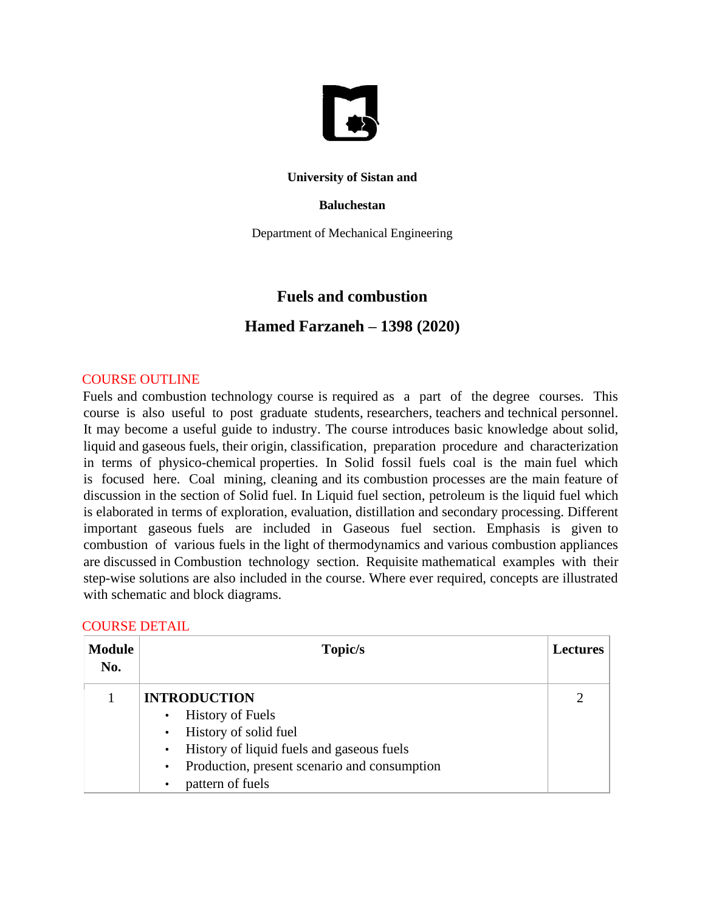**University of Sistan and**

**Baluchestan**

Department of Mechanical Engineering

# Fuels and combustion

## Hamed Farzaneh – 1398 (2020)

### COURSE OUTLINE

Fuels and combustion technology course is required as a part of the degree courses. This course is also useful to post graduate students, researchers, teachers and technical personnel. It may become a useful guide to industry. The course introduces basic knowledge about solid, liquid and gaseous fuels, their origin, classification, preparation procedure and characterization in terms of physico-chemical properties. In Solid fossil fuels coal is the main fuel which is focused here. Coal mining, cleaning and its combustion processes are the main feature of discussion in the section of Solid fuel. In Liquid fuel section, petroleum is the liquid fuel which is elaborated in terms of exploration, evaluation, distillation and secondary processing. Different important gaseous fuels are included in Gaseous fuel section. Emphasis is given to combustion of various fuels in the light of thermodynamics and various combustion appliances are discussed in Combustion technology section. Requisite mathematical examples with their step-wise solutions are also included in the course. Where ever required, concepts are illustrated with schematic and block diagrams.

### COURSE DETAIL

| Module No. | Topic/s | Lectures |
|---|---|---|
| 1 | **INTRODUCTION**<br>• History of Fuels<br>• History of solid fuel<br>• History of liquid fuels and gaseous fuels<br>• Production, present scenario and consumption<br>• pattern of fuels | 2 |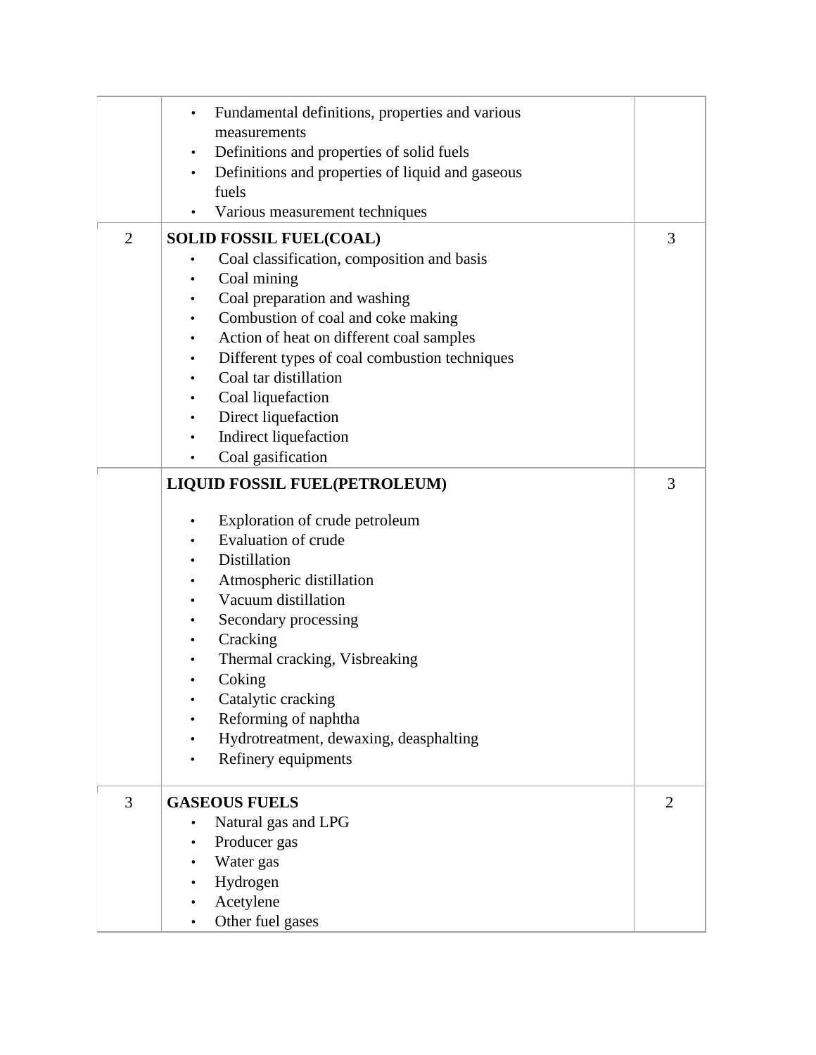|  |  |  |
| --- | --- | --- |
|  | • Fundamental definitions, properties and various measurements<br>• Definitions and properties of solid fuels<br>• Definitions and properties of liquid and gaseous fuels<br>• Various measurement techniques |  |
| 2 | **SOLID FOSSIL FUEL(COAL)**<br>• Coal classification, composition and basis<br>• Coal mining<br>• Coal preparation and washing<br>• Combustion of coal and coke making<br>• Action of heat on different coal samples<br>• Different types of coal combustion techniques<br>• Coal tar distillation<br>• Coal liquefaction<br>• Direct liquefaction<br>• Indirect liquefaction<br>• Coal gasification | 3 |
|  | **LIQUID FOSSIL FUEL(PETROLEUM)**<br>• Exploration of crude petroleum<br>• Evaluation of crude<br>• Distillation<br>• Atmospheric distillation<br>• Vacuum distillation<br>• Secondary processing<br>• Cracking<br>• Thermal cracking, Visbreaking<br>• Coking<br>• Catalytic cracking<br>• Reforming of naphtha<br>• Hydrotreatment, dewaxing, deasphalting<br>• Refinery equipments | 3 |
| 3 | **GASEOUS FUELS**<br>• Natural gas and LPG<br>• Producer gas<br>• Water gas<br>• Hydrogen<br>• Acetylene<br>• Other fuel gases | 2 |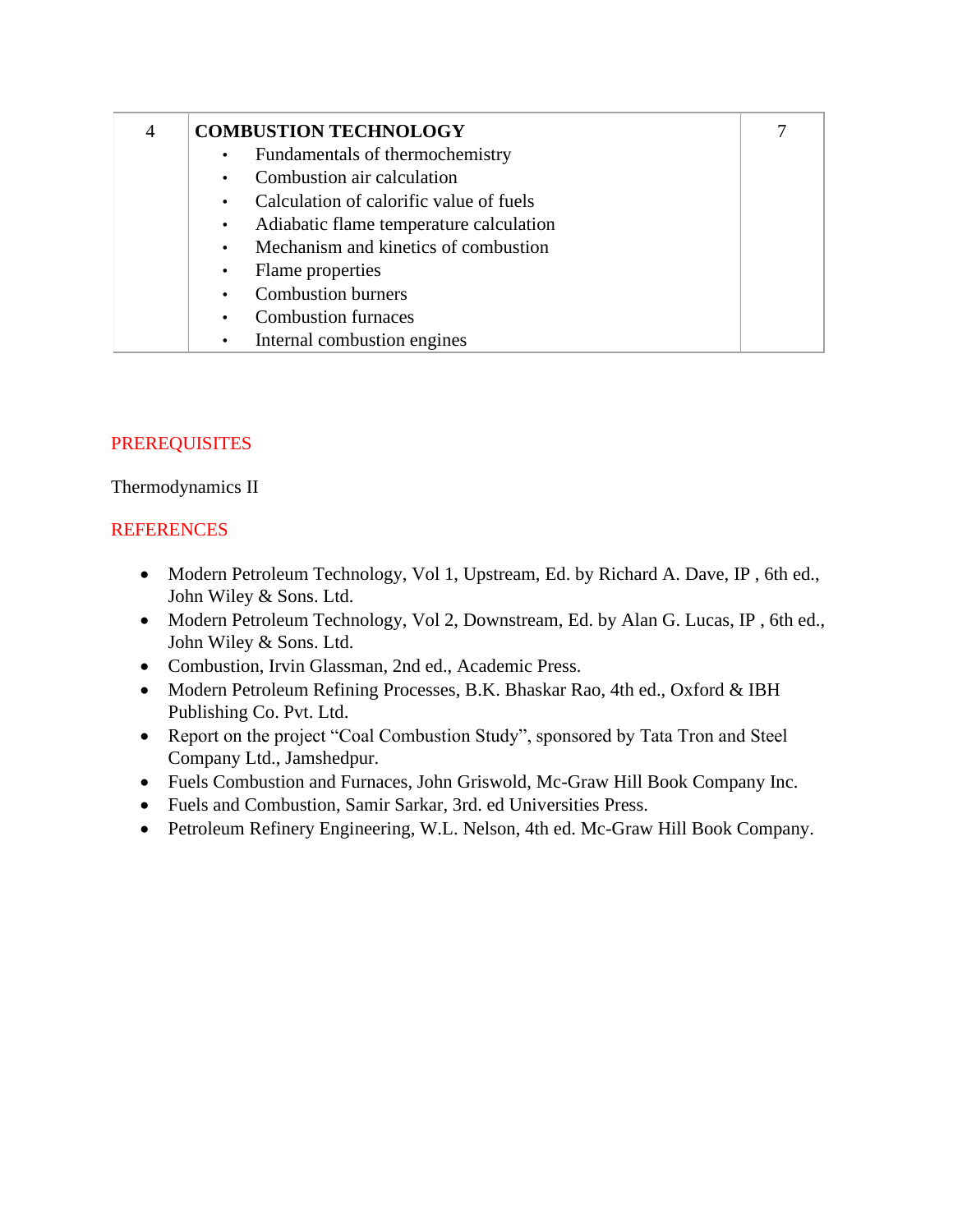| | | |
|---|---|---|
| 4 | **COMBUSTION TECHNOLOGY**<br>• Fundamentals of thermochemistry<br>• Combustion air calculation<br>• Calculation of calorific value of fuels<br>• Adiabatic flame temperature calculation<br>• Mechanism and kinetics of combustion<br>• Flame properties<br>• Combustion burners<br>• Combustion furnaces<br>• Internal combustion engines | 7 |

## PREREQUISITES

Thermodynamics II

## REFERENCES

- Modern Petroleum Technology, Vol 1, Upstream, Ed. by Richard A. Dave, IP , 6th ed., John Wiley & Sons. Ltd.
- Modern Petroleum Technology, Vol 2, Downstream, Ed. by Alan G. Lucas, IP , 6th ed., John Wiley & Sons. Ltd.
- Combustion, Irvin Glassman, 2nd ed., Academic Press.
- Modern Petroleum Refining Processes, B.K. Bhaskar Rao, 4th ed., Oxford & IBH Publishing Co. Pvt. Ltd.
- Report on the project "Coal Combustion Study", sponsored by Tata Tron and Steel Company Ltd., Jamshedpur.
- Fuels Combustion and Furnaces, John Griswold, Mc-Graw Hill Book Company Inc.
- Fuels and Combustion, Samir Sarkar, 3rd. ed Universities Press.
- Petroleum Refinery Engineering, W.L. Nelson, 4th ed. Mc-Graw Hill Book Company.